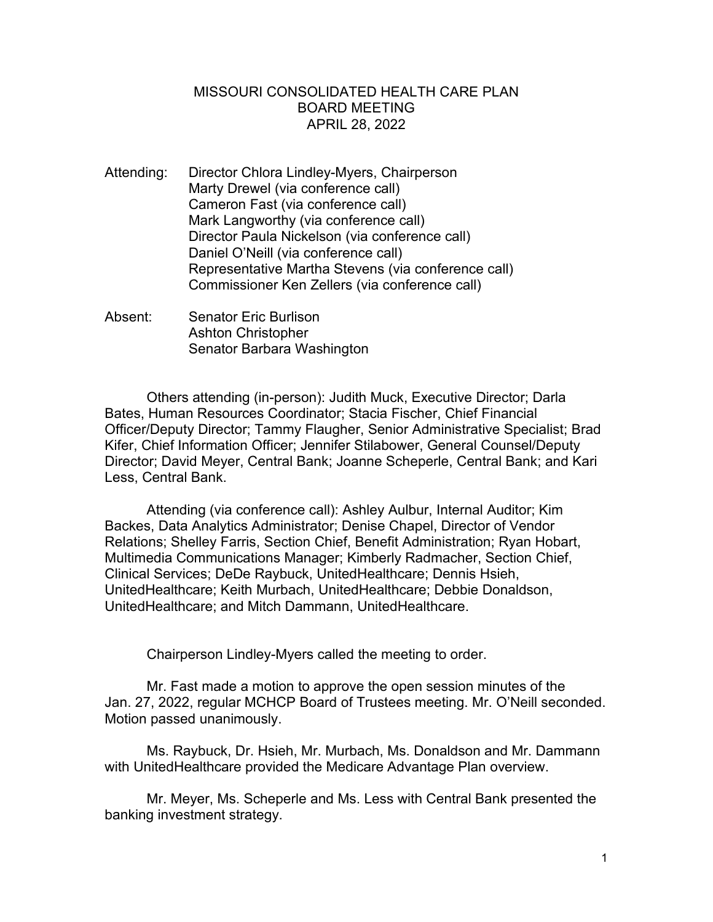# MISSOURI CONSOLIDATED HEALTH CARE PLAN
## BOARD MEETING
## APRIL 28, 2022

Attending: Director Chlora Lindley-Myers, Chairperson
Marty Drewel (via conference call)
Cameron Fast (via conference call)
Mark Langworthy (via conference call)
Director Paula Nickelson (via conference call)
Daniel O'Neill (via conference call)
Representative Martha Stevens (via conference call)
Commissioner Ken Zellers (via conference call)

Absent: Senator Eric Burlison
Ashton Christopher
Senator Barbara Washington

Others attending (in-person): Judith Muck, Executive Director; Darla Bates, Human Resources Coordinator; Stacia Fischer, Chief Financial Officer/Deputy Director; Tammy Flaugher, Senior Administrative Specialist; Brad Kifer, Chief Information Officer; Jennifer Stilabower, General Counsel/Deputy Director; David Meyer, Central Bank; Joanne Scheperle, Central Bank; and Kari Less, Central Bank.

Attending (via conference call): Ashley Aulbur, Internal Auditor; Kim Backes, Data Analytics Administrator; Denise Chapel, Director of Vendor Relations; Shelley Farris, Section Chief, Benefit Administration; Ryan Hobart, Multimedia Communications Manager; Kimberly Radmacher, Section Chief, Clinical Services; DeDe Raybuck, UnitedHealthcare; Dennis Hsieh, UnitedHealthcare; Keith Murbach, UnitedHealthcare; Debbie Donaldson, UnitedHealthcare; and Mitch Dammann, UnitedHealthcare.

Chairperson Lindley-Myers called the meeting to order.

Mr. Fast made a motion to approve the open session minutes of the Jan. 27, 2022, regular MCHCP Board of Trustees meeting. Mr. O'Neill seconded. Motion passed unanimously.

Ms. Raybuck, Dr. Hsieh, Mr. Murbach, Ms. Donaldson and Mr. Dammann with UnitedHealthcare provided the Medicare Advantage Plan overview.

Mr. Meyer, Ms. Scheperle and Ms. Less with Central Bank presented the banking investment strategy.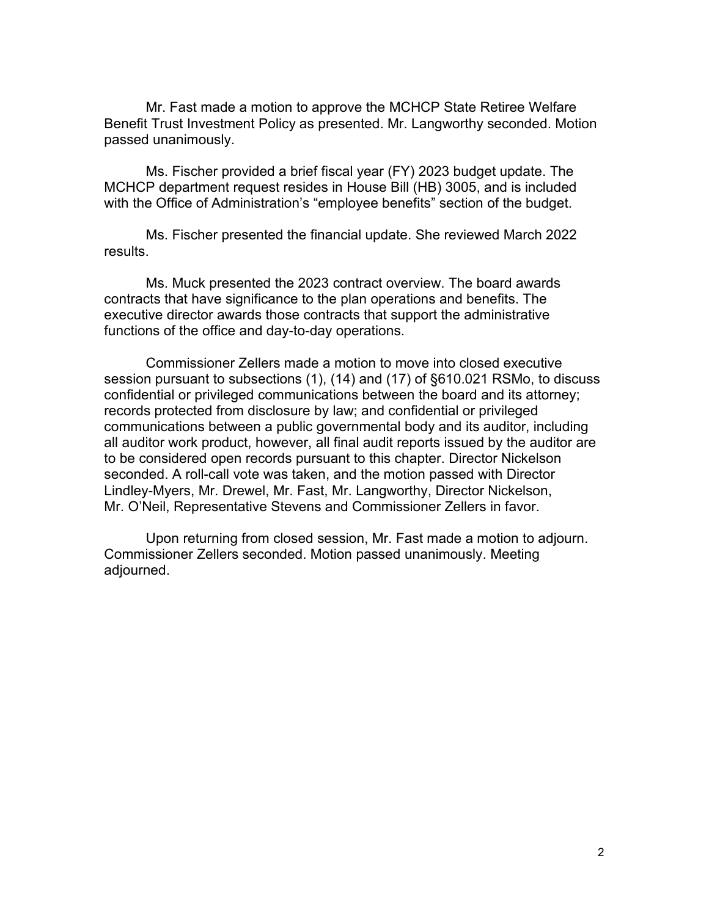Mr. Fast made a motion to approve the MCHCP State Retiree Welfare Benefit Trust Investment Policy as presented. Mr. Langworthy seconded. Motion passed unanimously.

Ms. Fischer provided a brief fiscal year (FY) 2023 budget update. The MCHCP department request resides in House Bill (HB) 3005, and is included with the Office of Administration's "employee benefits" section of the budget.

Ms. Fischer presented the financial update. She reviewed March 2022 results.

Ms. Muck presented the 2023 contract overview. The board awards contracts that have significance to the plan operations and benefits. The executive director awards those contracts that support the administrative functions of the office and day-to-day operations.

Commissioner Zellers made a motion to move into closed executive session pursuant to subsections (1), (14) and (17) of §610.021 RSMo, to discuss confidential or privileged communications between the board and its attorney; records protected from disclosure by law; and confidential or privileged communications between a public governmental body and its auditor, including all auditor work product, however, all final audit reports issued by the auditor are to be considered open records pursuant to this chapter. Director Nickelson seconded. A roll-call vote was taken, and the motion passed with Director Lindley-Myers, Mr. Drewel, Mr. Fast, Mr. Langworthy, Director Nickelson, Mr. O'Neil, Representative Stevens and Commissioner Zellers in favor.

Upon returning from closed session, Mr. Fast made a motion to adjourn. Commissioner Zellers seconded. Motion passed unanimously. Meeting adjourned.